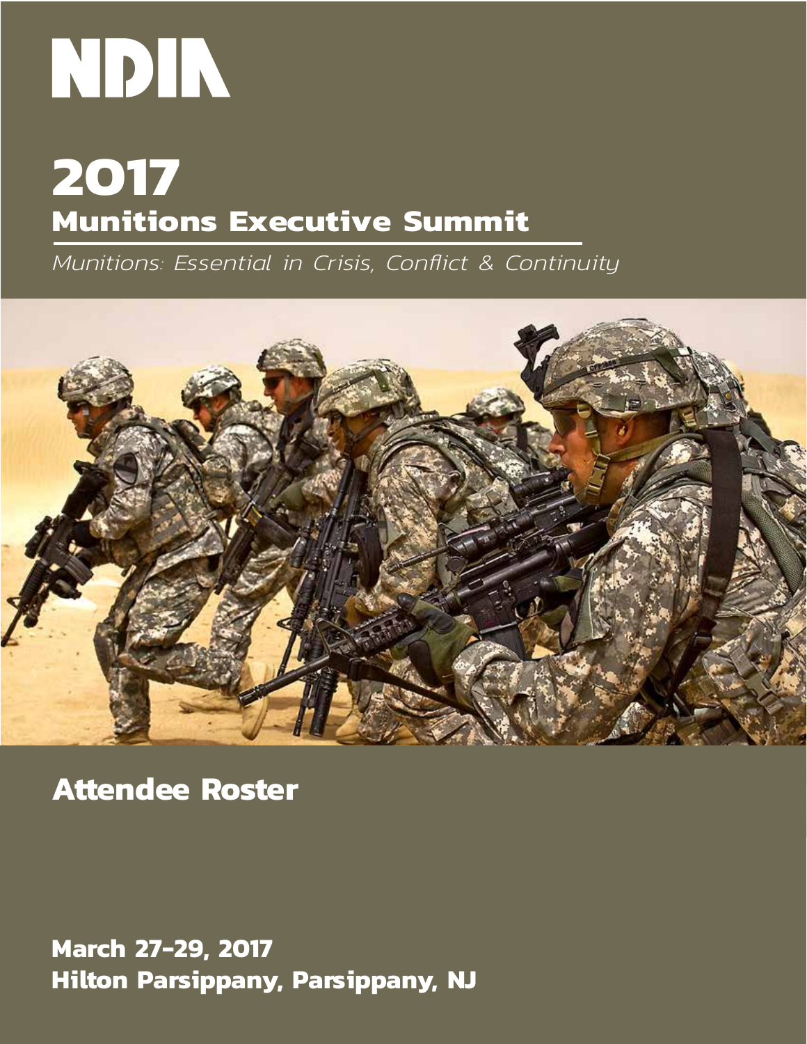# NDIA

# 2017

## Munitions Executive Summit

*Munitions: Essential in Crisis, Conflict & Continuity*

## Attendee Roster

**March 27-29, 2017**
**Hilton Parsippany, Parsippany, NJ**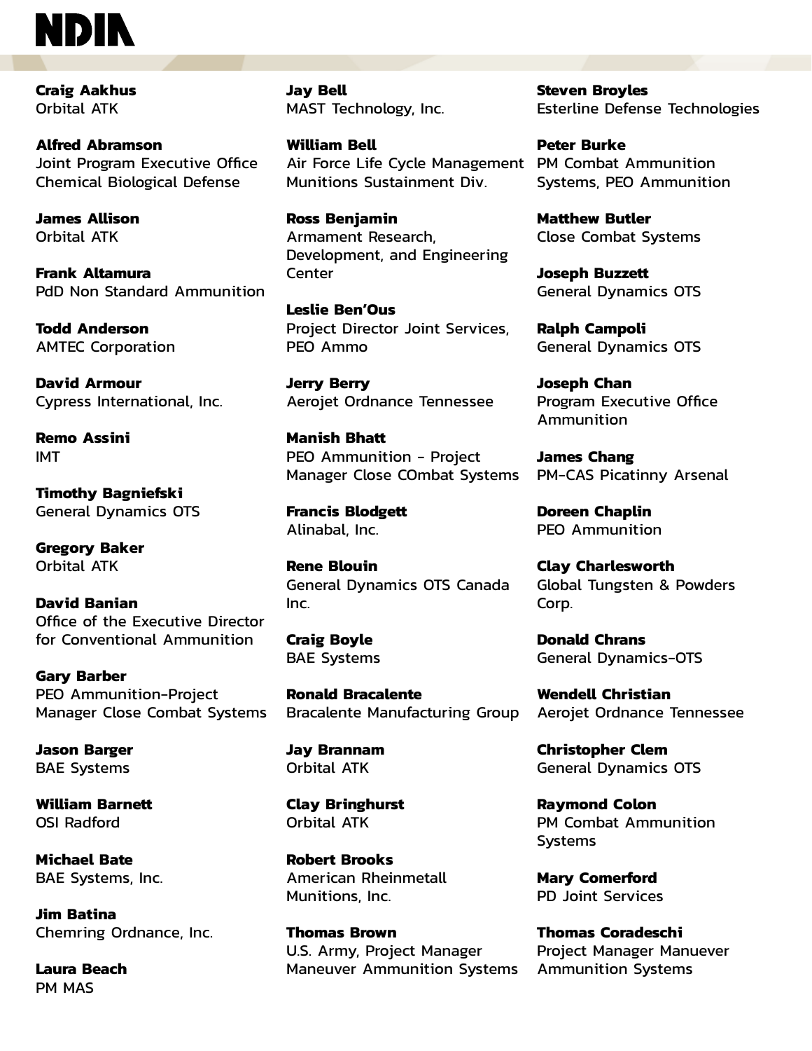**Craig Aakhus**
Orbital ATK

**Alfred Abramson**
Joint Program Executive Office Chemical Biological Defense

**James Allison**
Orbital ATK

**Frank Altamura**
PdD Non Standard Ammunition

**Todd Anderson**
AMTEC Corporation

**David Armour**
Cypress International, Inc.

**Remo Assini**
IMT

**Timothy Bagniefski**
General Dynamics OTS

**Gregory Baker**
Orbital ATK

**David Banian**
Office of the Executive Director for Conventional Ammunition

**Gary Barber**
PEO Ammunition-Project Manager Close Combat Systems

**Jason Barger**
BAE Systems

**William Barnett**
OSI Radford

**Michael Bate**
BAE Systems, Inc.

**Jim Batina**
Chemring Ordnance, Inc.

**Laura Beach**
PM MAS

**Jay Bell**
MAST Technology, Inc.

**William Bell**
Air Force Life Cycle Management Munitions Sustainment Div.

**Ross Benjamin**
Armament Research, Development, and Engineering Center

**Leslie Ben'Ous**
Project Director Joint Services, PEO Ammo

**Jerry Berry**
Aerojet Ordnance Tennessee

**Manish Bhatt**
PEO Ammunition - Project Manager Close COmbat Systems

**Francis Blodgett**
Alinabal, Inc.

**Rene Blouin**
General Dynamics OTS Canada Inc.

**Craig Boyle**
BAE Systems

**Ronald Bracalente**
Bracalente Manufacturing Group

**Jay Brannam**
Orbital ATK

**Clay Bringhurst**
Orbital ATK

**Robert Brooks**
American Rheinmetall Munitions, Inc.

**Thomas Brown**
U.S. Army, Project Manager Maneuver Ammunition Systems

**Steven Broyles**
Esterline Defense Technologies

**Peter Burke**
PM Combat Ammunition Systems, PEO Ammunition

**Matthew Butler**
Close Combat Systems

**Joseph Buzzett**
General Dynamics OTS

**Ralph Campoli**
General Dynamics OTS

**Joseph Chan**
Program Executive Office Ammunition

**James Chang**
PM-CAS Picatinny Arsenal

**Doreen Chaplin**
PEO Ammunition

**Clay Charlesworth**
Global Tungsten & Powders Corp.

**Donald Chrans**
General Dynamics-OTS

**Wendell Christian**
Aerojet Ordnance Tennessee

**Christopher Clem**
General Dynamics OTS

**Raymond Colon**
PM Combat Ammunition Systems

**Mary Comerford**
PD Joint Services

**Thomas Coradeschi**
Project Manager Manuever Ammunition Systems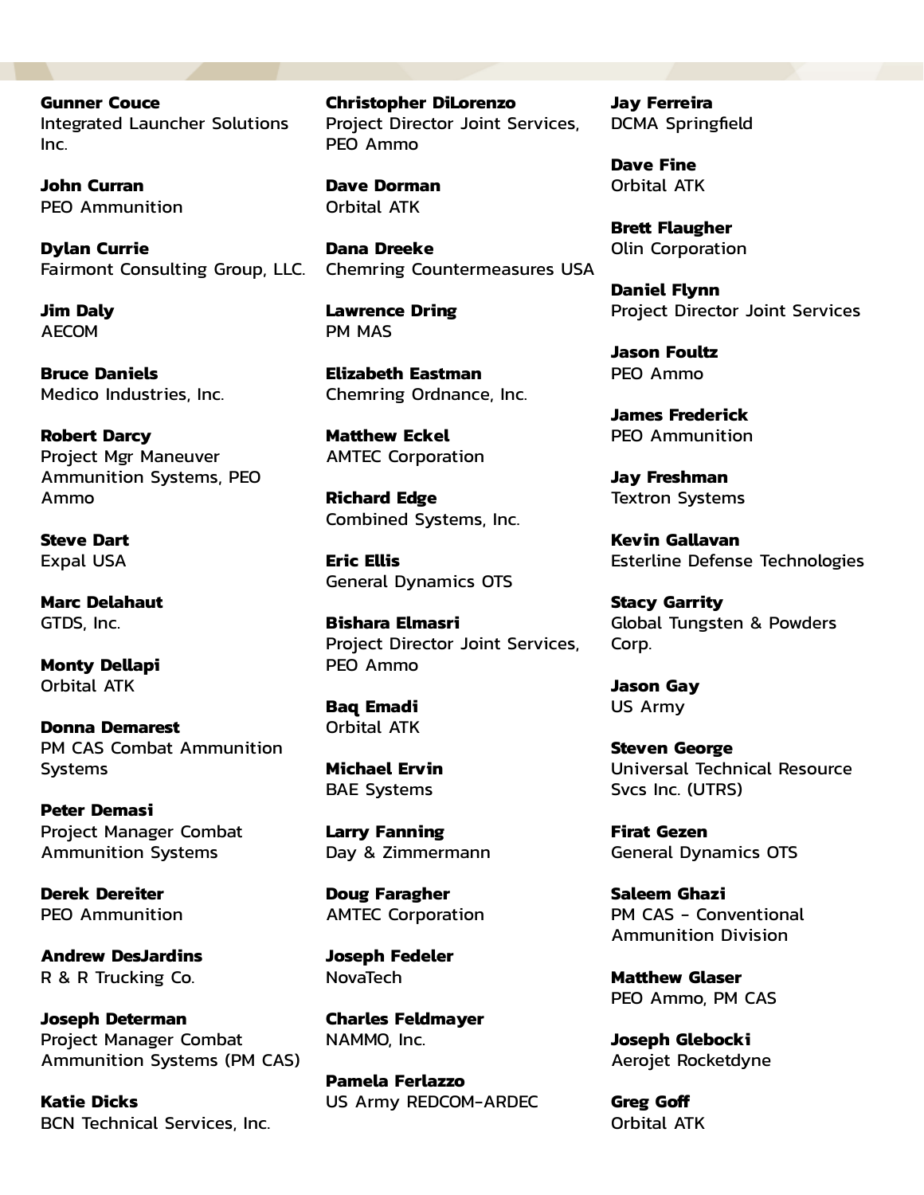**Gunner Couce**
Integrated Launcher Solutions Inc.

**John Curran**
PEO Ammunition

**Dylan Currie**
Fairmont Consulting Group, LLC.

**Jim Daly**
AECOM

**Bruce Daniels**
Medico Industries, Inc.

**Robert Darcy**
Project Mgr Maneuver Ammunition Systems, PEO Ammo

**Steve Dart**
Expal USA

**Marc Delahaut**
GTDS, Inc.

**Monty Dellapi**
Orbital ATK

**Donna Demarest**
PM CAS Combat Ammunition Systems

**Peter Demasi**
Project Manager Combat Ammunition Systems

**Derek Dereiter**
PEO Ammunition

**Andrew DesJardins**
R & R Trucking Co.

**Joseph Determan**
Project Manager Combat Ammunition Systems (PM CAS)

**Katie Dicks**
BCN Technical Services, Inc.

**Christopher DiLorenzo**
Project Director Joint Services, PEO Ammo

**Dave Dorman**
Orbital ATK

**Dana Dreeke**
Chemring Countermeasures USA

**Lawrence Dring**
PM MAS

**Elizabeth Eastman**
Chemring Ordnance, Inc.

**Matthew Eckel**
AMTEC Corporation

**Richard Edge**
Combined Systems, Inc.

**Eric Ellis**
General Dynamics OTS

**Bishara Elmasri**
Project Director Joint Services, PEO Ammo

**Baq Emadi**
Orbital ATK

**Michael Ervin**
BAE Systems

**Larry Fanning**
Day & Zimmermann

**Doug Faragher**
AMTEC Corporation

**Joseph Fedeler**
NovaTech

**Charles Feldmayer**
NAMMO, Inc.

**Pamela Ferlazzo**
US Army REDCOM-ARDEC

**Jay Ferreira**
DCMA Springfield

**Dave Fine**
Orbital ATK

**Brett Flaugher**
Olin Corporation

**Daniel Flynn**
Project Director Joint Services

**Jason Foultz**
PEO Ammo

**James Frederick**
PEO Ammunition

**Jay Freshman**
Textron Systems

**Kevin Gallavan**
Esterline Defense Technologies

**Stacy Garrity**
Global Tungsten & Powders Corp.

**Jason Gay**
US Army

**Steven George**
Universal Technical Resource Svcs Inc. (UTRS)

**Firat Gezen**
General Dynamics OTS

**Saleem Ghazi**
PM CAS - Conventional Ammunition Division

**Matthew Glaser**
PEO Ammo, PM CAS

**Joseph Glebocki**
Aerojet Rocketdyne

**Greg Goff**
Orbital ATK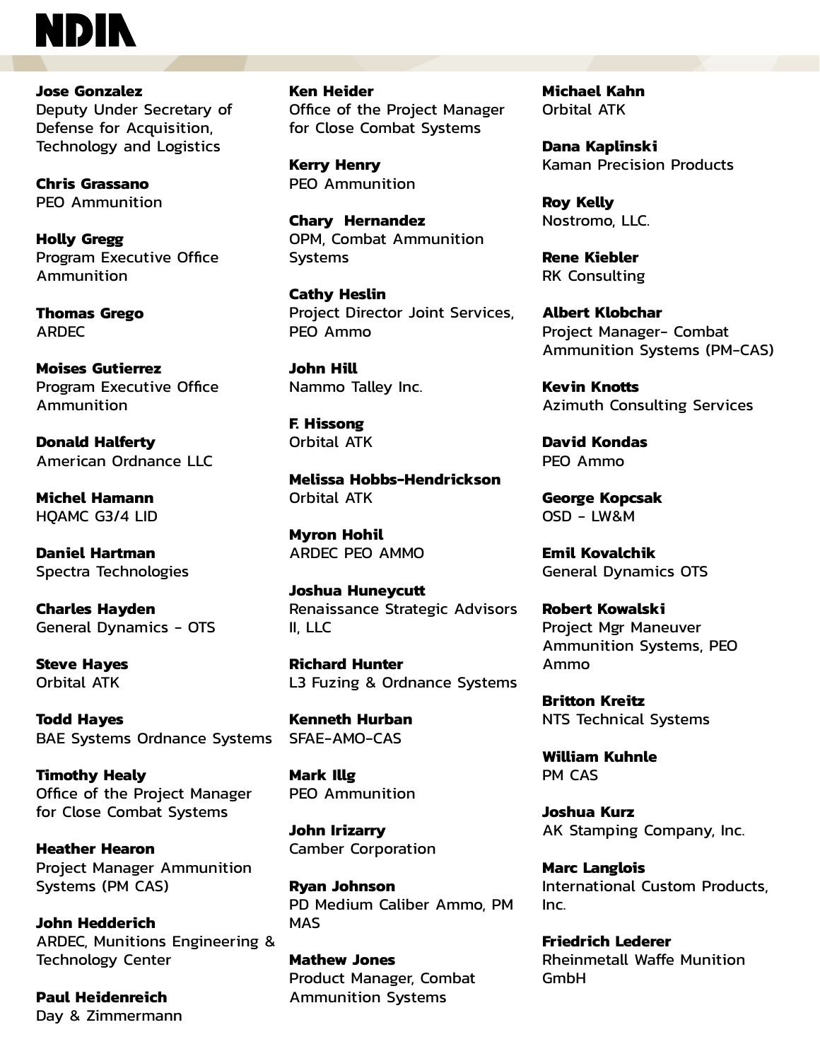**Jose Gonzalez**
Deputy Under Secretary of Defense for Acquisition, Technology and Logistics

**Chris Grassano**
PEO Ammunition

**Holly Gregg**
Program Executive Office Ammunition

**Thomas Grego**
ARDEC

**Moises Gutierrez**
Program Executive Office Ammunition

**Donald Halferty**
American Ordnance LLC

**Michel Hamann**
HQAMC G3/4 LID

**Daniel Hartman**
Spectra Technologies

**Charles Hayden**
General Dynamics - OTS

**Steve Hayes**
Orbital ATK

**Todd Hayes**
BAE Systems Ordnance Systems

**Timothy Healy**
Office of the Project Manager for Close Combat Systems

**Heather Hearon**
Project Manager Ammunition Systems (PM CAS)

**John Hedderich**
ARDEC, Munitions Engineering & Technology Center

**Paul Heidenreich**
Day & Zimmermann

**Ken Heider**
Office of the Project Manager for Close Combat Systems

**Kerry Henry**
PEO Ammunition

**Chary Hernandez**
OPM, Combat Ammunition Systems

**Cathy Heslin**
Project Director Joint Services, PEO Ammo

**John Hill**
Nammo Talley Inc.

**F. Hissong**
Orbital ATK

**Melissa Hobbs-Hendrickson**
Orbital ATK

**Myron Hohil**
ARDEC PEO AMMO

**Joshua Huneycutt**
Renaissance Strategic Advisors II, LLC

**Richard Hunter**
L3 Fuzing & Ordnance Systems

**Kenneth Hurban**
SFAE-AMO-CAS

**Mark Illg**
PEO Ammunition

**John Irizarry**
Camber Corporation

**Ryan Johnson**
PD Medium Caliber Ammo, PM MAS

**Mathew Jones**
Product Manager, Combat Ammunition Systems

**Michael Kahn**
Orbital ATK

**Dana Kaplinski**
Kaman Precision Products

**Roy Kelly**
Nostromo, LLC.

**Rene Kiebler**
RK Consulting

**Albert Klobchar**
Project Manager- Combat Ammunition Systems (PM-CAS)

**Kevin Knotts**
Azimuth Consulting Services

**David Kondas**
PEO Ammo

**George Kopcsak**
OSD - LW&M

**Emil Kovalchik**
General Dynamics OTS

**Robert Kowalski**
Project Mgr Maneuver Ammunition Systems, PEO Ammo

**Britton Kreitz**
NTS Technical Systems

**William Kuhnle**
PM CAS

**Joshua Kurz**
AK Stamping Company, Inc.

**Marc Langlois**
International Custom Products, Inc.

**Friedrich Lederer**
Rheinmetall Waffe Munition GmbH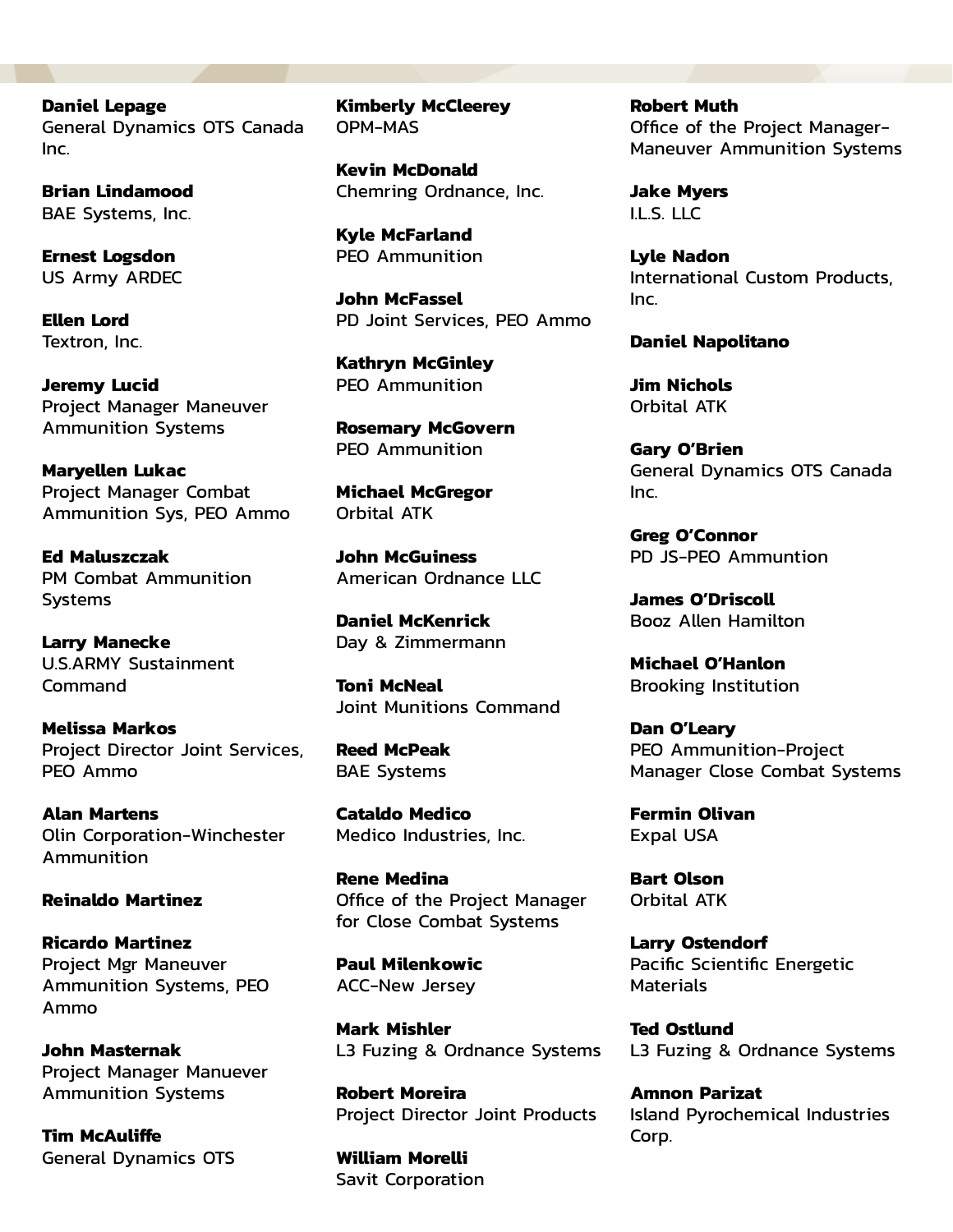**Daniel Lepage**
General Dynamics OTS Canada Inc.

**Brian Lindamood**
BAE Systems, Inc.

**Ernest Logsdon**
US Army ARDEC

**Ellen Lord**
Textron, Inc.

**Jeremy Lucid**
Project Manager Maneuver Ammunition Systems

**Maryellen Lukac**
Project Manager Combat Ammunition Sys, PEO Ammo

**Ed Maluszczak**
PM Combat Ammunition Systems

**Larry Manecke**
U.S.ARMY Sustainment Command

**Melissa Markos**
Project Director Joint Services, PEO Ammo

**Alan Martens**
Olin Corporation-Winchester Ammunition

**Reinaldo Martinez**

**Ricardo Martinez**
Project Mgr Maneuver Ammunition Systems, PEO Ammo

**John Masternak**
Project Manager Manuever Ammunition Systems

**Tim McAuliffe**
General Dynamics OTS

**Kimberly McCleerey**
OPM-MAS

**Kevin McDonald**
Chemring Ordnance, Inc.

**Kyle McFarland**
PEO Ammunition

**John McFassel**
PD Joint Services, PEO Ammo

**Kathryn McGinley**
PEO Ammunition

**Rosemary McGovern**
PEO Ammunition

**Michael McGregor**
Orbital ATK

**John McGuiness**
American Ordnance LLC

**Daniel McKenrick**
Day & Zimmermann

**Toni McNeal**
Joint Munitions Command

**Reed McPeak**
BAE Systems

**Cataldo Medico**
Medico Industries, Inc.

**Rene Medina**
Office of the Project Manager for Close Combat Systems

**Paul Milenkowic**
ACC-New Jersey

**Mark Mishler**
L3 Fuzing & Ordnance Systems

**Robert Moreira**
Project Director Joint Products

**William Morelli**
Savit Corporation

**Robert Muth**
Office of the Project Manager-Maneuver Ammunition Systems

**Jake Myers**
I.L.S. LLC

**Lyle Nadon**
International Custom Products, Inc.

**Daniel Napolitano**

**Jim Nichols**
Orbital ATK

**Gary O'Brien**
General Dynamics OTS Canada Inc.

**Greg O'Connor**
PD JS-PEO Ammuntion

**James O'Driscoll**
Booz Allen Hamilton

**Michael O'Hanlon**
Brooking Institution

**Dan O'Leary**
PEO Ammunition-Project Manager Close Combat Systems

**Fermin Olivan**
Expal USA

**Bart Olson**
Orbital ATK

**Larry Ostendorf**
Pacific Scientific Energetic Materials

**Ted Ostlund**
L3 Fuzing & Ordnance Systems

**Amnon Parizat**
Island Pyrochemical Industries Corp.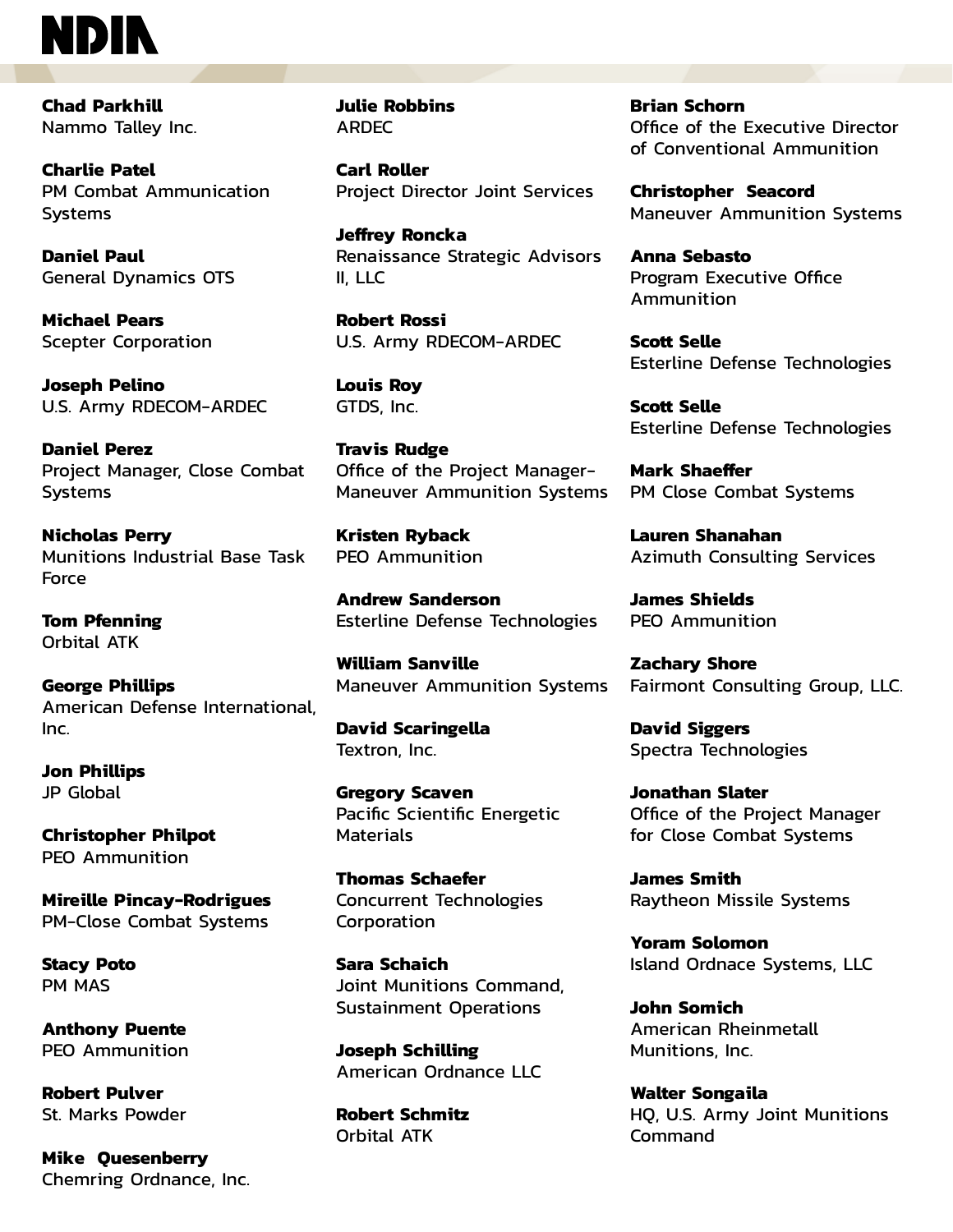**Chad Parkhill**
Nammo Talley Inc.

**Charlie Patel**
PM Combat Ammunication Systems

**Daniel Paul**
General Dynamics OTS

**Michael Pears**
Scepter Corporation

**Joseph Pelino**
U.S. Army RDECOM-ARDEC

**Daniel Perez**
Project Manager, Close Combat Systems

**Nicholas Perry**
Munitions Industrial Base Task Force

**Tom Pfenning**
Orbital ATK

**George Phillips**
American Defense International, Inc.

**Jon Phillips**
JP Global

**Christopher Philpot**
PEO Ammunition

**Mireille Pincay-Rodrigues**
PM-Close Combat Systems

**Stacy Poto**
PM MAS

**Anthony Puente**
PEO Ammunition

**Robert Pulver**
St. Marks Powder

**Mike Quesenberry**
Chemring Ordnance, Inc.

**Julie Robbins**
ARDEC

**Carl Roller**
Project Director Joint Services

**Jeffrey Roncka**
Renaissance Strategic Advisors II, LLC

**Robert Rossi**
U.S. Army RDECOM-ARDEC

**Louis Roy**
GTDS, Inc.

**Travis Rudge**
Office of the Project Manager-Maneuver Ammunition Systems

**Kristen Ryback**
PEO Ammunition

**Andrew Sanderson**
Esterline Defense Technologies

**William Sanville**
Maneuver Ammunition Systems

**David Scaringella**
Textron, Inc.

**Gregory Scaven**
Pacific Scientific Energetic Materials

**Thomas Schaefer**
Concurrent Technologies Corporation

**Sara Schaich**
Joint Munitions Command, Sustainment Operations

**Joseph Schilling**
American Ordnance LLC

**Robert Schmitz**
Orbital ATK

**Brian Schorn**
Office of the Executive Director of Conventional Ammunition

**Christopher Seacord**
Maneuver Ammunition Systems

**Anna Sebasto**
Program Executive Office Ammunition

**Scott Selle**
Esterline Defense Technologies

**Scott Selle**
Esterline Defense Technologies

**Mark Shaeffer**
PM Close Combat Systems

**Lauren Shanahan**
Azimuth Consulting Services

**James Shields**
PEO Ammunition

**Zachary Shore**
Fairmont Consulting Group, LLC.

**David Siggers**
Spectra Technologies

**Jonathan Slater**
Office of the Project Manager for Close Combat Systems

**James Smith**
Raytheon Missile Systems

**Yoram Solomon**
Island Ordnace Systems, LLC

**John Somich**
American Rheinmetall Munitions, Inc.

**Walter Songaila**
HQ, U.S. Army Joint Munitions Command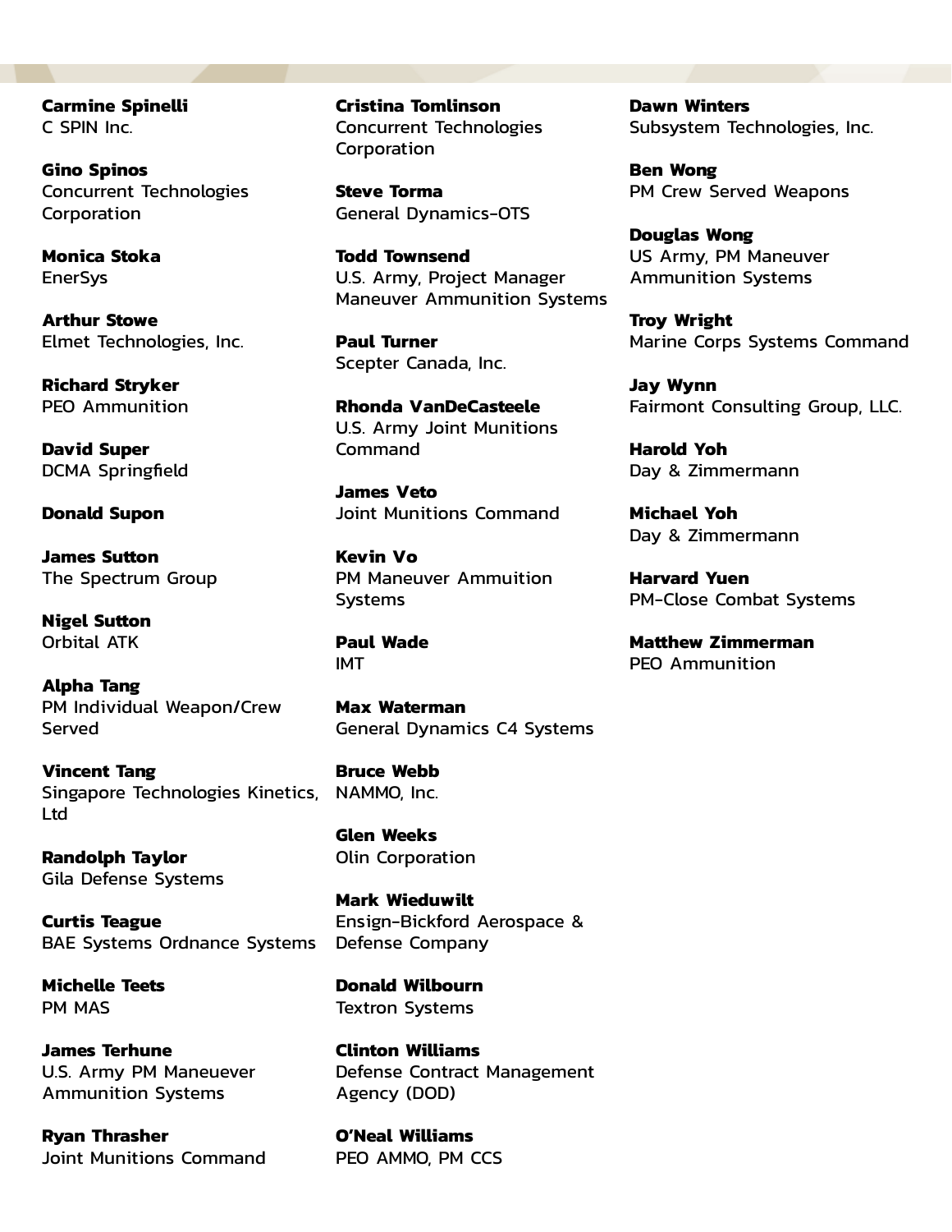**Carmine Spinelli**
C SPIN Inc.

**Gino Spinos**
Concurrent Technologies Corporation

**Monica Stoka**
EnerSys

**Arthur Stowe**
Elmet Technologies, Inc.

**Richard Stryker**
PEO Ammunition

**David Super**
DCMA Springfield

**Donald Supon**

**James Sutton**
The Spectrum Group

**Nigel Sutton**
Orbital ATK

**Alpha Tang**
PM Individual Weapon/Crew Served

**Vincent Tang**
Singapore Technologies Kinetics, Ltd

**Randolph Taylor**
Gila Defense Systems

**Curtis Teague**
BAE Systems Ordnance Systems

**Michelle Teets**
PM MAS

**James Terhune**
U.S. Army PM Maneuever Ammunition Systems

**Ryan Thrasher**
Joint Munitions Command

**Cristina Tomlinson**
Concurrent Technologies Corporation

**Steve Torma**
General Dynamics-OTS

**Todd Townsend**
U.S. Army, Project Manager Maneuver Ammunition Systems

**Paul Turner**
Scepter Canada, Inc.

**Rhonda VanDeCasteele**
U.S. Army Joint Munitions Command

**James Veto**
Joint Munitions Command

**Kevin Vo**
PM Maneuver Ammuition Systems

**Paul Wade**
IMT

**Max Waterman**
General Dynamics C4 Systems

**Bruce Webb**
NAMMO, Inc.

**Glen Weeks**
Olin Corporation

**Mark Wieduwilt**
Ensign-Bickford Aerospace & Defense Company

**Donald Wilbourn**
Textron Systems

**Clinton Williams**
Defense Contract Management Agency (DOD)

**O'Neal Williams**
PEO AMMO, PM CCS

**Dawn Winters**
Subsystem Technologies, Inc.

**Ben Wong**
PM Crew Served Weapons

**Douglas Wong**
US Army, PM Maneuver Ammunition Systems

**Troy Wright**
Marine Corps Systems Command

**Jay Wynn**
Fairmont Consulting Group, LLC.

**Harold Yoh**
Day & Zimmermann

**Michael Yoh**
Day & Zimmermann

**Harvard Yuen**
PM-Close Combat Systems

**Matthew Zimmerman**
PEO Ammunition